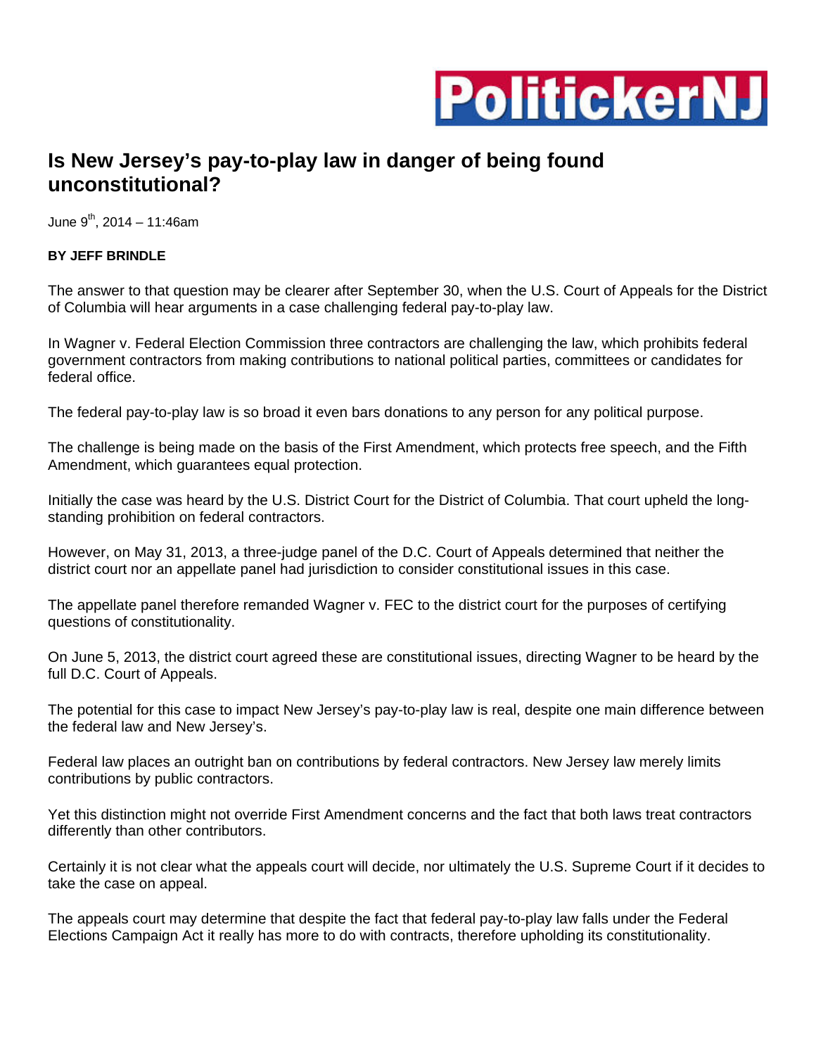PolitickerNJ

# Is New Jersey's pay-to-play law in danger of being found unconstitutional?

June 9th, 2014 – 11:46am

**BY JEFF BRINDLE**

The answer to that question may be clearer after September 30, when the U.S. Court of Appeals for the District of Columbia will hear arguments in a case challenging federal pay-to-play law.

In Wagner v. Federal Election Commission three contractors are challenging the law, which prohibits federal government contractors from making contributions to national political parties, committees or candidates for federal office.

The federal pay-to-play law is so broad it even bars donations to any person for any political purpose.

The challenge is being made on the basis of the First Amendment, which protects free speech, and the Fifth Amendment, which guarantees equal protection.

Initially the case was heard by the U.S. District Court for the District of Columbia. That court upheld the long-standing prohibition on federal contractors.

However, on May 31, 2013, a three-judge panel of the D.C. Court of Appeals determined that neither the district court nor an appellate panel had jurisdiction to consider constitutional issues in this case.

The appellate panel therefore remanded Wagner v. FEC to the district court for the purposes of certifying questions of constitutionality.

On June 5, 2013, the district court agreed these are constitutional issues, directing Wagner to be heard by the full D.C. Court of Appeals.

The potential for this case to impact New Jersey's pay-to-play law is real, despite one main difference between the federal law and New Jersey's.

Federal law places an outright ban on contributions by federal contractors. New Jersey law merely limits contributions by public contractors.

Yet this distinction might not override First Amendment concerns and the fact that both laws treat contractors differently than other contributors.

Certainly it is not clear what the appeals court will decide, nor ultimately the U.S. Supreme Court if it decides to take the case on appeal.

The appeals court may determine that despite the fact that federal pay-to-play law falls under the Federal Elections Campaign Act it really has more to do with contracts, therefore upholding its constitutionality.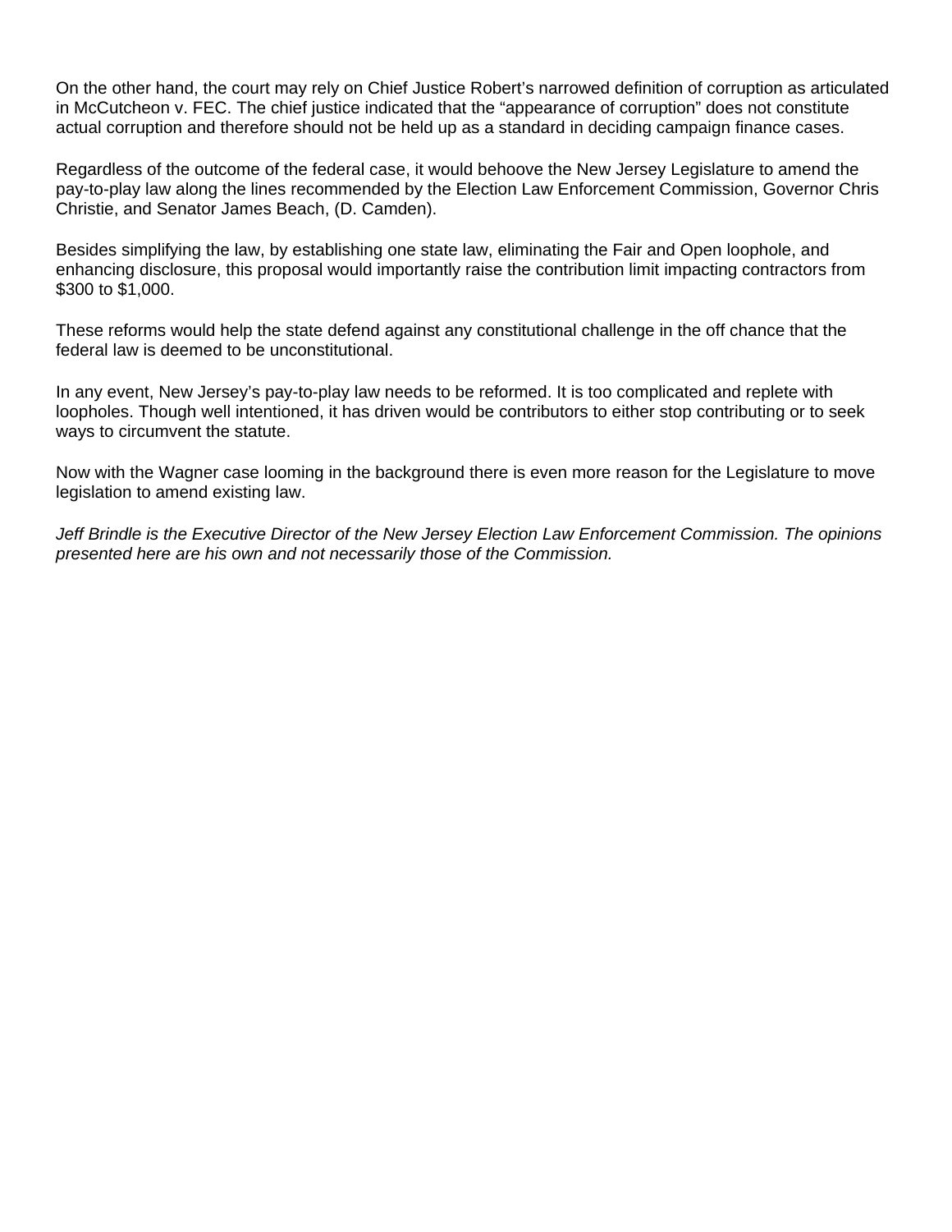On the other hand, the court may rely on Chief Justice Robert's narrowed definition of corruption as articulated in McCutcheon v. FEC. The chief justice indicated that the "appearance of corruption" does not constitute actual corruption and therefore should not be held up as a standard in deciding campaign finance cases.

Regardless of the outcome of the federal case, it would behoove the New Jersey Legislature to amend the pay-to-play law along the lines recommended by the Election Law Enforcement Commission, Governor Chris Christie, and Senator James Beach, (D. Camden).

Besides simplifying the law, by establishing one state law, eliminating the Fair and Open loophole, and enhancing disclosure, this proposal would importantly raise the contribution limit impacting contractors from $300 to $1,000.

These reforms would help the state defend against any constitutional challenge in the off chance that the federal law is deemed to be unconstitutional.

In any event, New Jersey's pay-to-play law needs to be reformed. It is too complicated and replete with loopholes. Though well intentioned, it has driven would be contributors to either stop contributing or to seek ways to circumvent the statute.

Now with the Wagner case looming in the background there is even more reason for the Legislature to move legislation to amend existing law.

*Jeff Brindle is the Executive Director of the New Jersey Election Law Enforcement Commission. The opinions presented here are his own and not necessarily those of the Commission.*